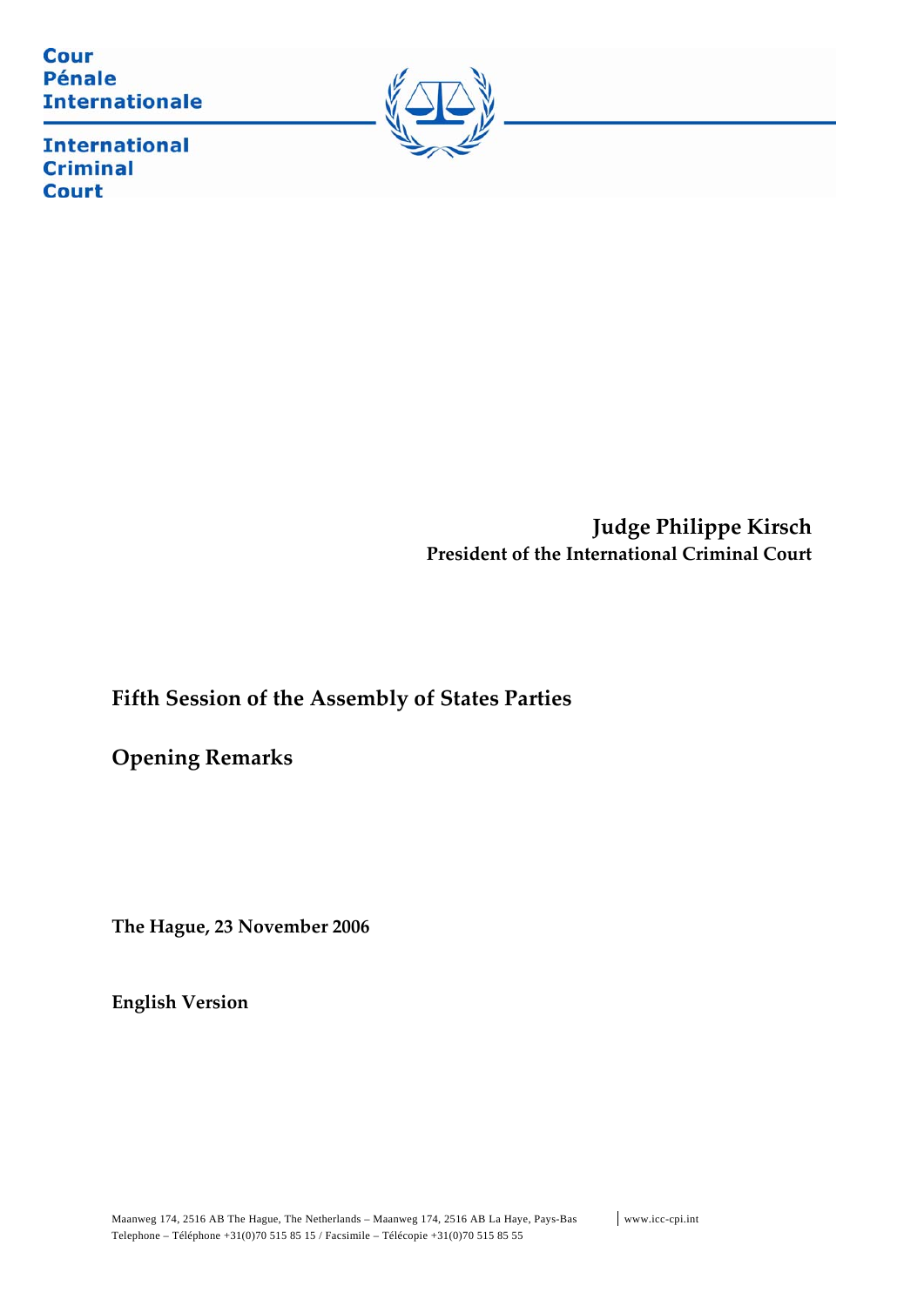Cour
Pénale
Internationale

International
Criminal
Court

**Judge Philippe Kirsch**
**President of the International Criminal Court**

## Fifth Session of the Assembly of States Parties

## Opening Remarks

**The Hague, 23 November 2006**

**English Version**

Maanweg 174, 2516 AB The Hague, The Netherlands – Maanweg 174, 2516 AB La Haye, Pays-Bas | www.icc-cpi.int
Telephone – Téléphone +31(0)70 515 85 15 / Facsimile – Télécopie +31(0)70 515 85 55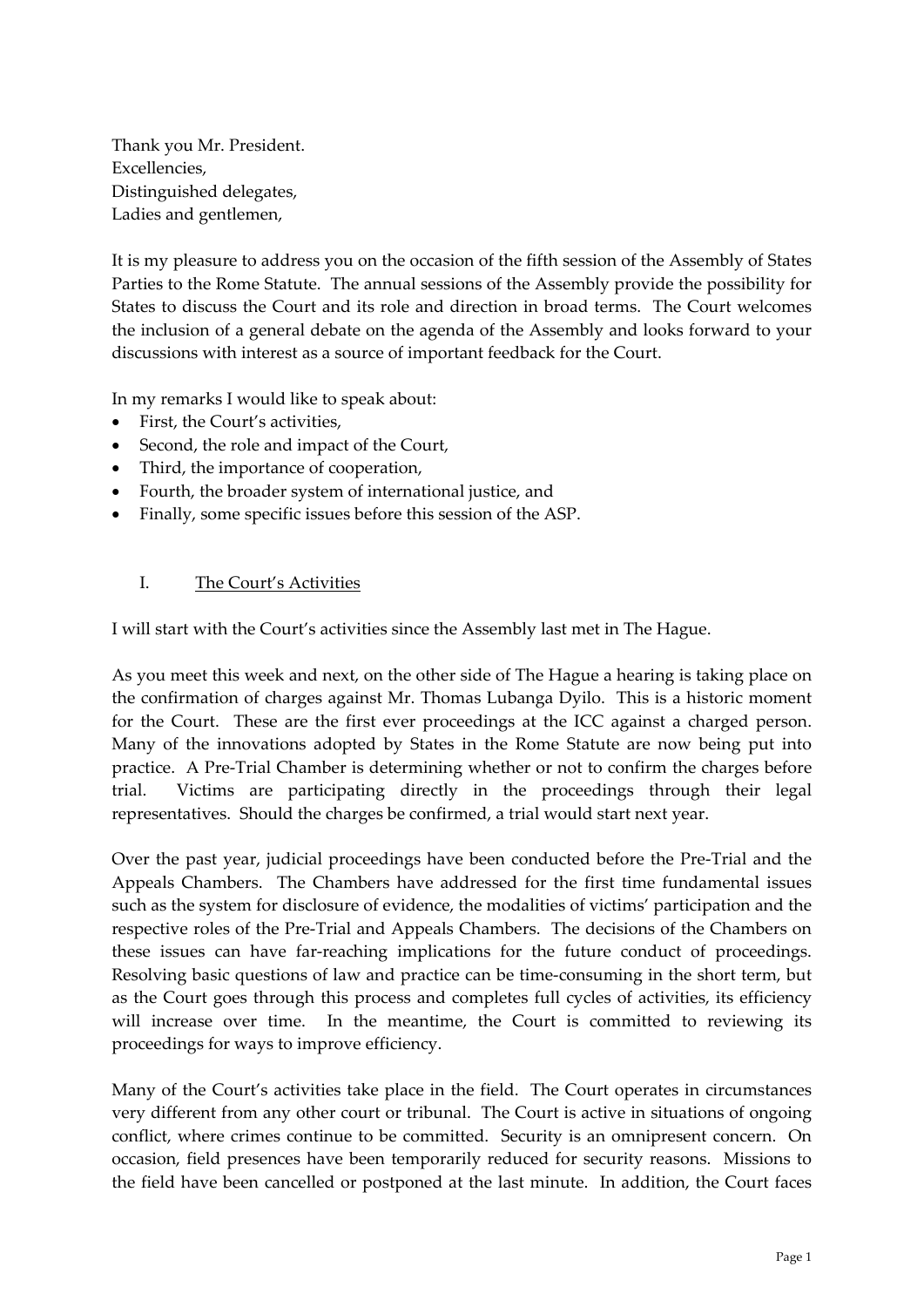Thank you Mr. President.
Excellencies,
Distinguished delegates,
Ladies and gentlemen,

It is my pleasure to address you on the occasion of the fifth session of the Assembly of States Parties to the Rome Statute. The annual sessions of the Assembly provide the possibility for States to discuss the Court and its role and direction in broad terms. The Court welcomes the inclusion of a general debate on the agenda of the Assembly and looks forward to your discussions with interest as a source of important feedback for the Court.

In my remarks I would like to speak about:

- First, the Court's activities,
- Second, the role and impact of the Court,
- Third, the importance of cooperation,
- Fourth, the broader system of international justice, and
- Finally, some specific issues before this session of the ASP.

## I. The Court's Activities

I will start with the Court's activities since the Assembly last met in The Hague.

As you meet this week and next, on the other side of The Hague a hearing is taking place on the confirmation of charges against Mr. Thomas Lubanga Dyilo. This is a historic moment for the Court. These are the first ever proceedings at the ICC against a charged person. Many of the innovations adopted by States in the Rome Statute are now being put into practice. A Pre-Trial Chamber is determining whether or not to confirm the charges before trial. Victims are participating directly in the proceedings through their legal representatives. Should the charges be confirmed, a trial would start next year.

Over the past year, judicial proceedings have been conducted before the Pre-Trial and the Appeals Chambers. The Chambers have addressed for the first time fundamental issues such as the system for disclosure of evidence, the modalities of victims' participation and the respective roles of the Pre-Trial and Appeals Chambers. The decisions of the Chambers on these issues can have far-reaching implications for the future conduct of proceedings. Resolving basic questions of law and practice can be time-consuming in the short term, but as the Court goes through this process and completes full cycles of activities, its efficiency will increase over time. In the meantime, the Court is committed to reviewing its proceedings for ways to improve efficiency.

Many of the Court's activities take place in the field. The Court operates in circumstances very different from any other court or tribunal. The Court is active in situations of ongoing conflict, where crimes continue to be committed. Security is an omnipresent concern. On occasion, field presences have been temporarily reduced for security reasons. Missions to the field have been cancelled or postponed at the last minute. In addition, the Court faces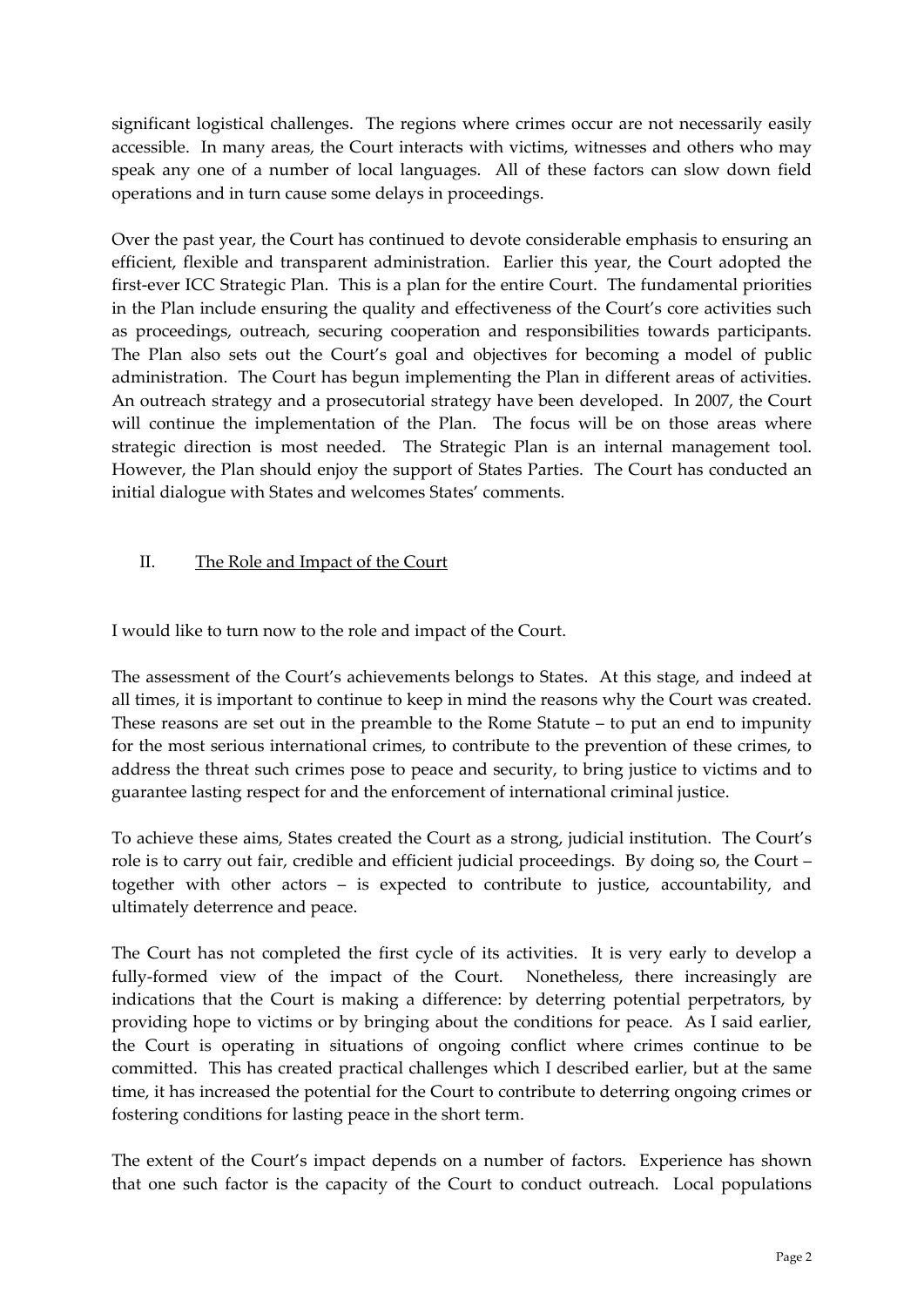significant logistical challenges. The regions where crimes occur are not necessarily easily accessible. In many areas, the Court interacts with victims, witnesses and others who may speak any one of a number of local languages. All of these factors can slow down field operations and in turn cause some delays in proceedings.

Over the past year, the Court has continued to devote considerable emphasis to ensuring an efficient, flexible and transparent administration. Earlier this year, the Court adopted the first-ever ICC Strategic Plan. This is a plan for the entire Court. The fundamental priorities in the Plan include ensuring the quality and effectiveness of the Court's core activities such as proceedings, outreach, securing cooperation and responsibilities towards participants. The Plan also sets out the Court's goal and objectives for becoming a model of public administration. The Court has begun implementing the Plan in different areas of activities. An outreach strategy and a prosecutorial strategy have been developed. In 2007, the Court will continue the implementation of the Plan. The focus will be on those areas where strategic direction is most needed. The Strategic Plan is an internal management tool. However, the Plan should enjoy the support of States Parties. The Court has conducted an initial dialogue with States and welcomes States' comments.

## II. The Role and Impact of the Court

I would like to turn now to the role and impact of the Court.

The assessment of the Court's achievements belongs to States. At this stage, and indeed at all times, it is important to continue to keep in mind the reasons why the Court was created. These reasons are set out in the preamble to the Rome Statute – to put an end to impunity for the most serious international crimes, to contribute to the prevention of these crimes, to address the threat such crimes pose to peace and security, to bring justice to victims and to guarantee lasting respect for and the enforcement of international criminal justice.

To achieve these aims, States created the Court as a strong, judicial institution. The Court's role is to carry out fair, credible and efficient judicial proceedings. By doing so, the Court – together with other actors – is expected to contribute to justice, accountability, and ultimately deterrence and peace.

The Court has not completed the first cycle of its activities. It is very early to develop a fully-formed view of the impact of the Court. Nonetheless, there increasingly are indications that the Court is making a difference: by deterring potential perpetrators, by providing hope to victims or by bringing about the conditions for peace. As I said earlier, the Court is operating in situations of ongoing conflict where crimes continue to be committed. This has created practical challenges which I described earlier, but at the same time, it has increased the potential for the Court to contribute to deterring ongoing crimes or fostering conditions for lasting peace in the short term.

The extent of the Court's impact depends on a number of factors. Experience has shown that one such factor is the capacity of the Court to conduct outreach. Local populations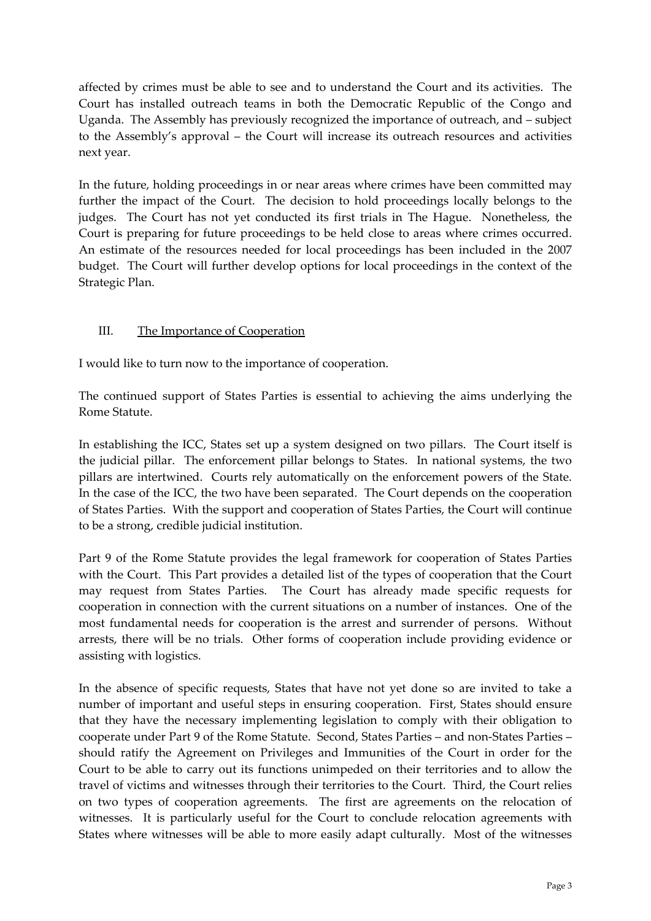affected by crimes must be able to see and to understand the Court and its activities. The Court has installed outreach teams in both the Democratic Republic of the Congo and Uganda. The Assembly has previously recognized the importance of outreach, and – subject to the Assembly's approval – the Court will increase its outreach resources and activities next year.

In the future, holding proceedings in or near areas where crimes have been committed may further the impact of the Court. The decision to hold proceedings locally belongs to the judges. The Court has not yet conducted its first trials in The Hague. Nonetheless, the Court is preparing for future proceedings to be held close to areas where crimes occurred. An estimate of the resources needed for local proceedings has been included in the 2007 budget. The Court will further develop options for local proceedings in the context of the Strategic Plan.

## III. The Importance of Cooperation

I would like to turn now to the importance of cooperation.

The continued support of States Parties is essential to achieving the aims underlying the Rome Statute.

In establishing the ICC, States set up a system designed on two pillars. The Court itself is the judicial pillar. The enforcement pillar belongs to States. In national systems, the two pillars are intertwined. Courts rely automatically on the enforcement powers of the State. In the case of the ICC, the two have been separated. The Court depends on the cooperation of States Parties. With the support and cooperation of States Parties, the Court will continue to be a strong, credible judicial institution.

Part 9 of the Rome Statute provides the legal framework for cooperation of States Parties with the Court. This Part provides a detailed list of the types of cooperation that the Court may request from States Parties. The Court has already made specific requests for cooperation in connection with the current situations on a number of instances. One of the most fundamental needs for cooperation is the arrest and surrender of persons. Without arrests, there will be no trials. Other forms of cooperation include providing evidence or assisting with logistics.

In the absence of specific requests, States that have not yet done so are invited to take a number of important and useful steps in ensuring cooperation. First, States should ensure that they have the necessary implementing legislation to comply with their obligation to cooperate under Part 9 of the Rome Statute. Second, States Parties – and non-States Parties – should ratify the Agreement on Privileges and Immunities of the Court in order for the Court to be able to carry out its functions unimpeded on their territories and to allow the travel of victims and witnesses through their territories to the Court. Third, the Court relies on two types of cooperation agreements. The first are agreements on the relocation of witnesses. It is particularly useful for the Court to conclude relocation agreements with States where witnesses will be able to more easily adapt culturally. Most of the witnesses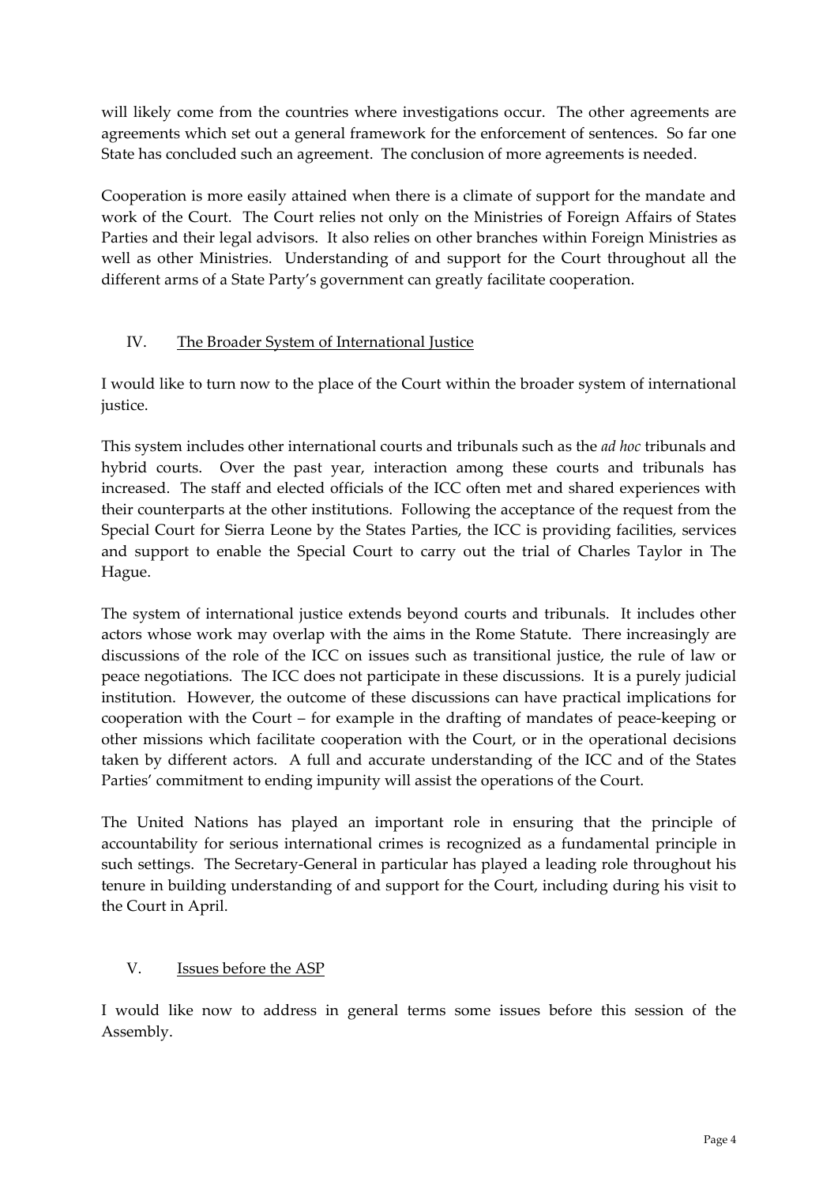will likely come from the countries where investigations occur. The other agreements are agreements which set out a general framework for the enforcement of sentences. So far one State has concluded such an agreement. The conclusion of more agreements is needed.

Cooperation is more easily attained when there is a climate of support for the mandate and work of the Court. The Court relies not only on the Ministries of Foreign Affairs of States Parties and their legal advisors. It also relies on other branches within Foreign Ministries as well as other Ministries. Understanding of and support for the Court throughout all the different arms of a State Party's government can greatly facilitate cooperation.

## IV. The Broader System of International Justice

I would like to turn now to the place of the Court within the broader system of international justice.

This system includes other international courts and tribunals such as the *ad hoc* tribunals and hybrid courts. Over the past year, interaction among these courts and tribunals has increased. The staff and elected officials of the ICC often met and shared experiences with their counterparts at the other institutions. Following the acceptance of the request from the Special Court for Sierra Leone by the States Parties, the ICC is providing facilities, services and support to enable the Special Court to carry out the trial of Charles Taylor in The Hague.

The system of international justice extends beyond courts and tribunals. It includes other actors whose work may overlap with the aims in the Rome Statute. There increasingly are discussions of the role of the ICC on issues such as transitional justice, the rule of law or peace negotiations. The ICC does not participate in these discussions. It is a purely judicial institution. However, the outcome of these discussions can have practical implications for cooperation with the Court – for example in the drafting of mandates of peace-keeping or other missions which facilitate cooperation with the Court, or in the operational decisions taken by different actors. A full and accurate understanding of the ICC and of the States Parties' commitment to ending impunity will assist the operations of the Court.

The United Nations has played an important role in ensuring that the principle of accountability for serious international crimes is recognized as a fundamental principle in such settings. The Secretary-General in particular has played a leading role throughout his tenure in building understanding of and support for the Court, including during his visit to the Court in April.

## V. Issues before the ASP

I would like now to address in general terms some issues before this session of the Assembly.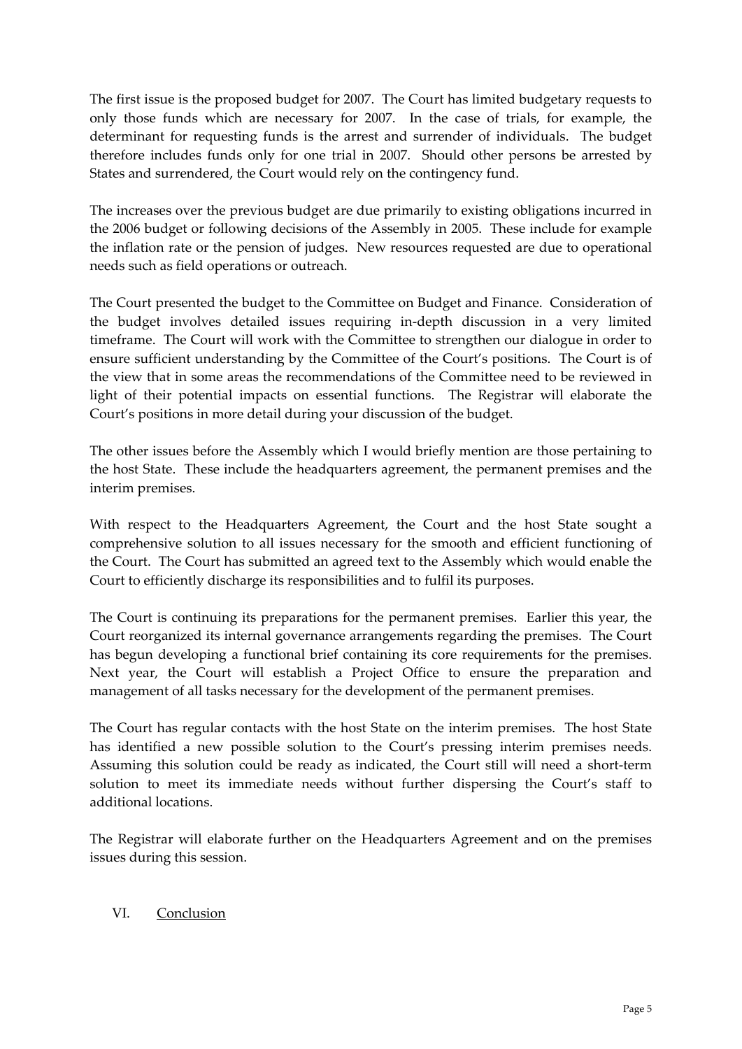The first issue is the proposed budget for 2007. The Court has limited budgetary requests to only those funds which are necessary for 2007. In the case of trials, for example, the determinant for requesting funds is the arrest and surrender of individuals. The budget therefore includes funds only for one trial in 2007. Should other persons be arrested by States and surrendered, the Court would rely on the contingency fund.

The increases over the previous budget are due primarily to existing obligations incurred in the 2006 budget or following decisions of the Assembly in 2005. These include for example the inflation rate or the pension of judges. New resources requested are due to operational needs such as field operations or outreach.

The Court presented the budget to the Committee on Budget and Finance. Consideration of the budget involves detailed issues requiring in-depth discussion in a very limited timeframe. The Court will work with the Committee to strengthen our dialogue in order to ensure sufficient understanding by the Committee of the Court's positions. The Court is of the view that in some areas the recommendations of the Committee need to be reviewed in light of their potential impacts on essential functions. The Registrar will elaborate the Court's positions in more detail during your discussion of the budget.

The other issues before the Assembly which I would briefly mention are those pertaining to the host State. These include the headquarters agreement, the permanent premises and the interim premises.

With respect to the Headquarters Agreement, the Court and the host State sought a comprehensive solution to all issues necessary for the smooth and efficient functioning of the Court. The Court has submitted an agreed text to the Assembly which would enable the Court to efficiently discharge its responsibilities and to fulfil its purposes.

The Court is continuing its preparations for the permanent premises. Earlier this year, the Court reorganized its internal governance arrangements regarding the premises. The Court has begun developing a functional brief containing its core requirements for the premises. Next year, the Court will establish a Project Office to ensure the preparation and management of all tasks necessary for the development of the permanent premises.

The Court has regular contacts with the host State on the interim premises. The host State has identified a new possible solution to the Court's pressing interim premises needs. Assuming this solution could be ready as indicated, the Court still will need a short-term solution to meet its immediate needs without further dispersing the Court's staff to additional locations.

The Registrar will elaborate further on the Headquarters Agreement and on the premises issues during this session.

## VI. Conclusion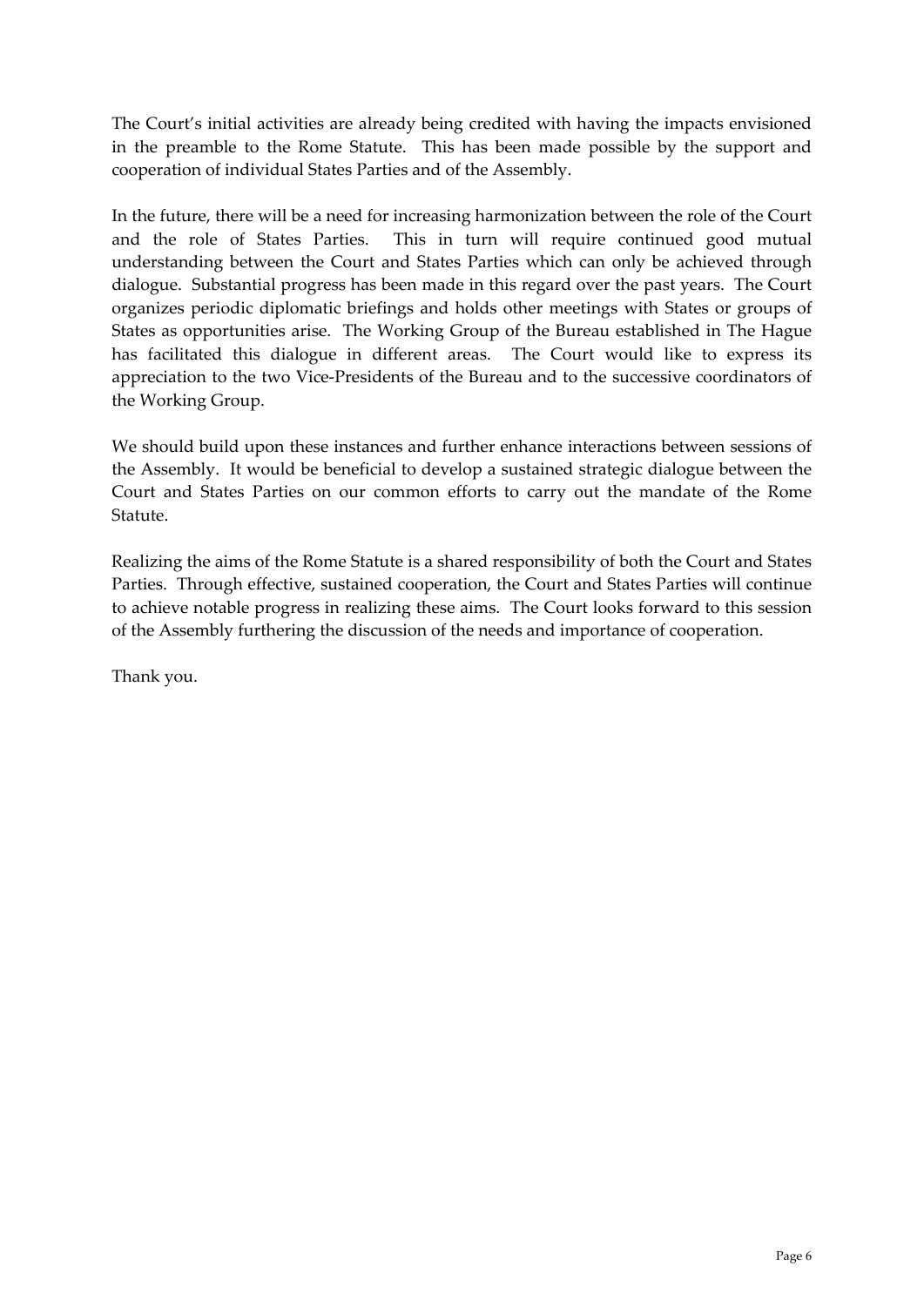The Court's initial activities are already being credited with having the impacts envisioned in the preamble to the Rome Statute. This has been made possible by the support and cooperation of individual States Parties and of the Assembly.

In the future, there will be a need for increasing harmonization between the role of the Court and the role of States Parties. This in turn will require continued good mutual understanding between the Court and States Parties which can only be achieved through dialogue. Substantial progress has been made in this regard over the past years. The Court organizes periodic diplomatic briefings and holds other meetings with States or groups of States as opportunities arise. The Working Group of the Bureau established in The Hague has facilitated this dialogue in different areas. The Court would like to express its appreciation to the two Vice-Presidents of the Bureau and to the successive coordinators of the Working Group.

We should build upon these instances and further enhance interactions between sessions of the Assembly. It would be beneficial to develop a sustained strategic dialogue between the Court and States Parties on our common efforts to carry out the mandate of the Rome Statute.

Realizing the aims of the Rome Statute is a shared responsibility of both the Court and States Parties. Through effective, sustained cooperation, the Court and States Parties will continue to achieve notable progress in realizing these aims. The Court looks forward to this session of the Assembly furthering the discussion of the needs and importance of cooperation.

Thank you.